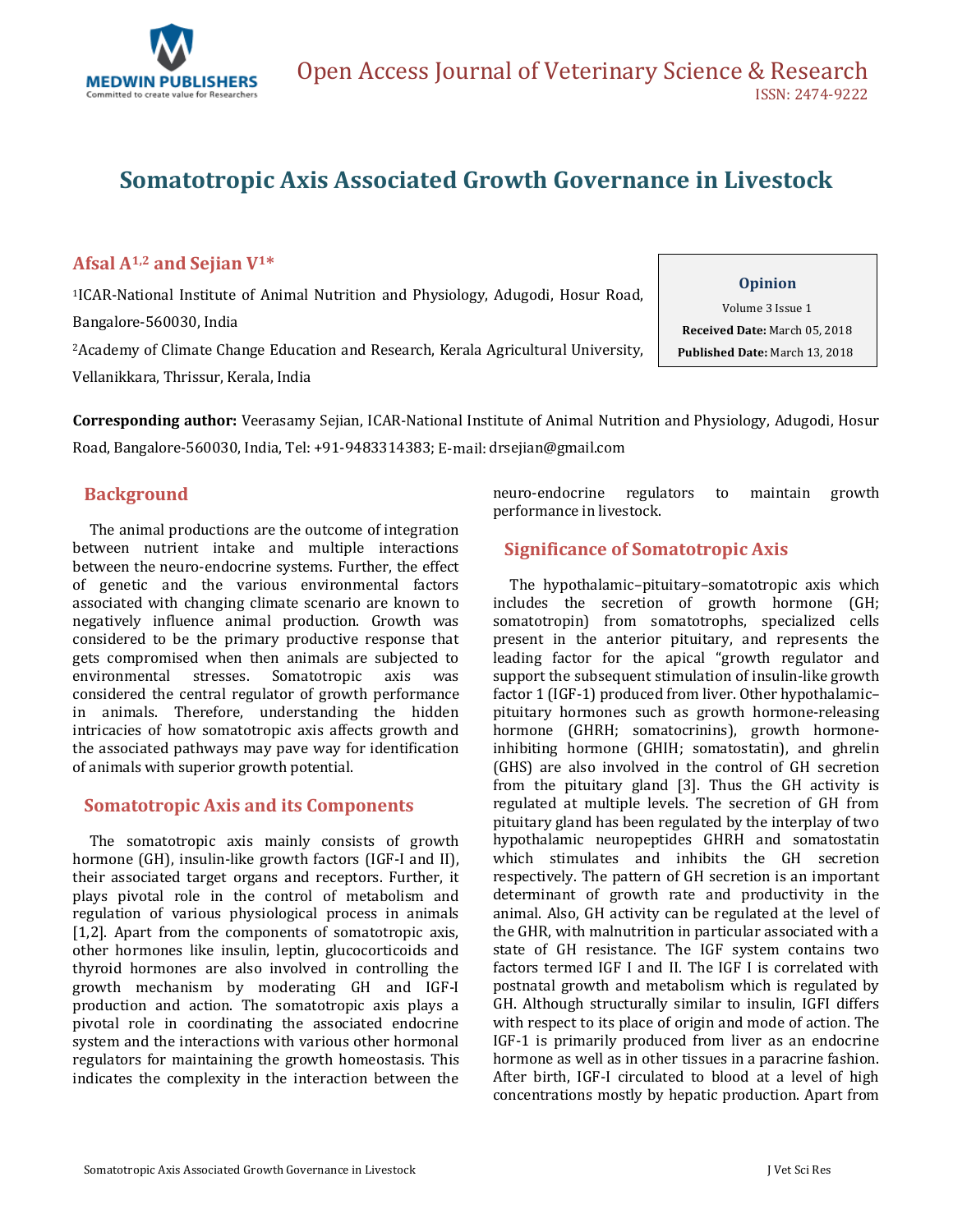# Somatotropic Axis Associated Growth Governance in Livestock

**Afsal A[1,2] and Sejian V[1]***

[1]ICAR-National Institute of Animal Nutrition and Physiology, Adugodi, Hosur Road, Bangalore-560030, India

[2]Academy of Climate Change Education and Research, Kerala Agricultural University, Vellanikkara, Thrissur, Kerala, India

**Opinion**

Volume 3 Issue 1

**Received Date:** March 05, 2018

**Published Date:** March 13, 2018

**Corresponding author:** Veerasamy Sejian, ICAR-National Institute of Animal Nutrition and Physiology, Adugodi, Hosur Road, Bangalore-560030, India, Tel: +91-9483314383; E-mail: drsejian@gmail.com

## Background

The animal productions are the outcome of integration between nutrient intake and multiple interactions between the neuro-endocrine systems. Further, the effect of genetic and the various environmental factors associated with changing climate scenario are known to negatively influence animal production. Growth was considered to be the primary productive response that gets compromised when then animals are subjected to environmental stresses. Somatotropic axis was considered the central regulator of growth performance in animals. Therefore, understanding the hidden intricacies of how somatotropic axis affects growth and the associated pathways may pave way for identification of animals with superior growth potential.

## Somatotropic Axis and its Components

The somatotropic axis mainly consists of growth hormone (GH), insulin-like growth factors (IGF-I and II), their associated target organs and receptors. Further, it plays pivotal role in the control of metabolism and regulation of various physiological process in animals [1,2]. Apart from the components of somatotropic axis, other hormones like insulin, leptin, glucocorticoids and thyroid hormones are also involved in controlling the growth mechanism by moderating GH and IGF-I production and action. The somatotropic axis plays a pivotal role in coordinating the associated endocrine system and the interactions with various other hormonal regulators for maintaining the growth homeostasis. This indicates the complexity in the interaction between the neuro-endocrine regulators to maintain growth performance in livestock.

## Significance of Somatotropic Axis

The hypothalamic–pituitary–somatotropic axis which includes the secretion of growth hormone (GH; somatotropin) from somatotrophs, specialized cells present in the anterior pituitary, and represents the leading factor for the apical "growth regulator and support the subsequent stimulation of insulin-like growth factor 1 (IGF-1) produced from liver. Other hypothalamic–pituitary hormones such as growth hormone-releasing hormone (GHRH; somatocrinins), growth hormone-inhibiting hormone (GHIH; somatostatin), and ghrelin (GHS) are also involved in the control of GH secretion from the pituitary gland [3]. Thus the GH activity is regulated at multiple levels. The secretion of GH from pituitary gland has been regulated by the interplay of two hypothalamic neuropeptides GHRH and somatostatin which stimulates and inhibits the GH secretion respectively. The pattern of GH secretion is an important determinant of growth rate and productivity in the animal. Also, GH activity can be regulated at the level of the GHR, with malnutrition in particular associated with a state of GH resistance. The IGF system contains two factors termed IGF I and II. The IGF I is correlated with postnatal growth and metabolism which is regulated by GH. Although structurally similar to insulin, IGFI differs with respect to its place of origin and mode of action. The IGF-1 is primarily produced from liver as an endocrine hormone as well as in other tissues in a paracrine fashion. After birth, IGF-I circulated to blood at a level of high concentrations mostly by hepatic production. Apart from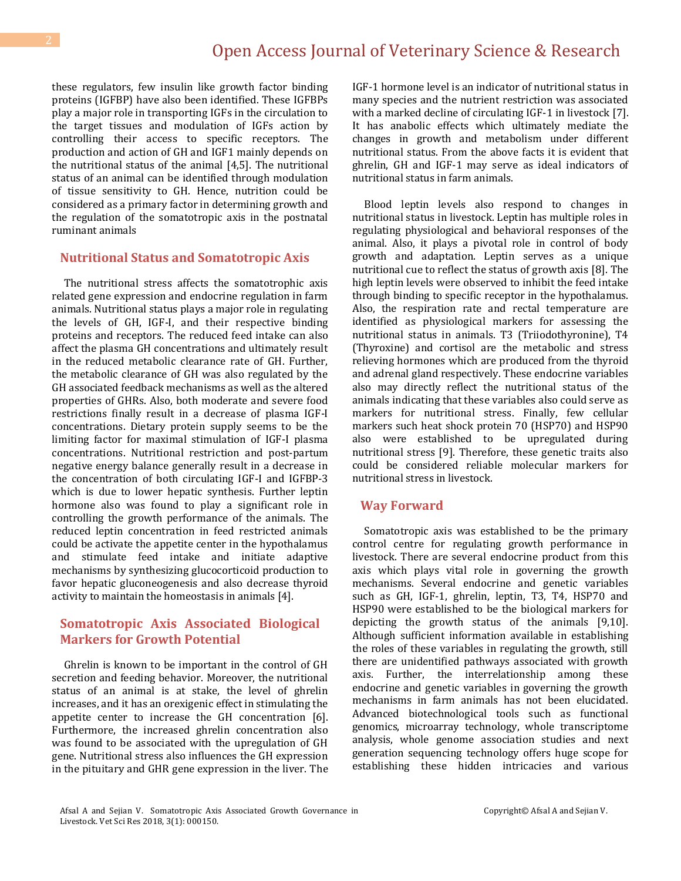these regulators, few insulin like growth factor binding proteins (IGFBP) have also been identified. These IGFBPs play a major role in transporting IGFs in the circulation to the target tissues and modulation of IGFs action by controlling their access to specific receptors. The production and action of GH and IGF1 mainly depends on the nutritional status of the animal [4,5]. The nutritional status of an animal can be identified through modulation of tissue sensitivity to GH. Hence, nutrition could be considered as a primary factor in determining growth and the regulation of the somatotropic axis in the postnatal ruminant animals

## Nutritional Status and Somatotropic Axis

The nutritional stress affects the somatotrophic axis related gene expression and endocrine regulation in farm animals. Nutritional status plays a major role in regulating the levels of GH, IGF-I, and their respective binding proteins and receptors. The reduced feed intake can also affect the plasma GH concentrations and ultimately result in the reduced metabolic clearance rate of GH. Further, the metabolic clearance of GH was also regulated by the GH associated feedback mechanisms as well as the altered properties of GHRs. Also, both moderate and severe food restrictions finally result in a decrease of plasma IGF-I concentrations. Dietary protein supply seems to be the limiting factor for maximal stimulation of IGF-I plasma concentrations. Nutritional restriction and post-partum negative energy balance generally result in a decrease in the concentration of both circulating IGF-I and IGFBP-3 which is due to lower hepatic synthesis. Further leptin hormone also was found to play a significant role in controlling the growth performance of the animals. The reduced leptin concentration in feed restricted animals could be activate the appetite center in the hypothalamus and stimulate feed intake and initiate adaptive mechanisms by synthesizing glucocorticoid production to favor hepatic gluconeogenesis and also decrease thyroid activity to maintain the homeostasis in animals [4].

## Somatotropic Axis Associated Biological Markers for Growth Potential

Ghrelin is known to be important in the control of GH secretion and feeding behavior. Moreover, the nutritional status of an animal is at stake, the level of ghrelin increases, and it has an orexigenic effect in stimulating the appetite center to increase the GH concentration [6]. Furthermore, the increased ghrelin concentration also was found to be associated with the upregulation of GH gene. Nutritional stress also influences the GH expression in the pituitary and GHR gene expression in the liver. The IGF-1 hormone level is an indicator of nutritional status in many species and the nutrient restriction was associated with a marked decline of circulating IGF-1 in livestock [7]. It has anabolic effects which ultimately mediate the changes in growth and metabolism under different nutritional status. From the above facts it is evident that ghrelin, GH and IGF-1 may serve as ideal indicators of nutritional status in farm animals.

Blood leptin levels also respond to changes in nutritional status in livestock. Leptin has multiple roles in regulating physiological and behavioral responses of the animal. Also, it plays a pivotal role in control of body growth and adaptation. Leptin serves as a unique nutritional cue to reflect the status of growth axis [8]. The high leptin levels were observed to inhibit the feed intake through binding to specific receptor in the hypothalamus. Also, the respiration rate and rectal temperature are identified as physiological markers for assessing the nutritional status in animals. T3 (Triiodothyronine), T4 (Thyroxine) and cortisol are the metabolic and stress relieving hormones which are produced from the thyroid and adrenal gland respectively. These endocrine variables also may directly reflect the nutritional status of the animals indicating that these variables also could serve as markers for nutritional stress. Finally, few cellular markers such heat shock protein 70 (HSP70) and HSP90 also were established to be upregulated during nutritional stress [9]. Therefore, these genetic traits also could be considered reliable molecular markers for nutritional stress in livestock.

## Way Forward

Somatotropic axis was established to be the primary control centre for regulating growth performance in livestock. There are several endocrine product from this axis which plays vital role in governing the growth mechanisms. Several endocrine and genetic variables such as GH, IGF-1, ghrelin, leptin, T3, T4, HSP70 and HSP90 were established to be the biological markers for depicting the growth status of the animals [9,10]. Although sufficient information available in establishing the roles of these variables in regulating the growth, still there are unidentified pathways associated with growth axis. Further, the interrelationship among these endocrine and genetic variables in governing the growth mechanisms in farm animals has not been elucidated. Advanced biotechnological tools such as functional genomics, microarray technology, whole transcriptome analysis, whole genome association studies and next generation sequencing technology offers huge scope for establishing these hidden intricacies and various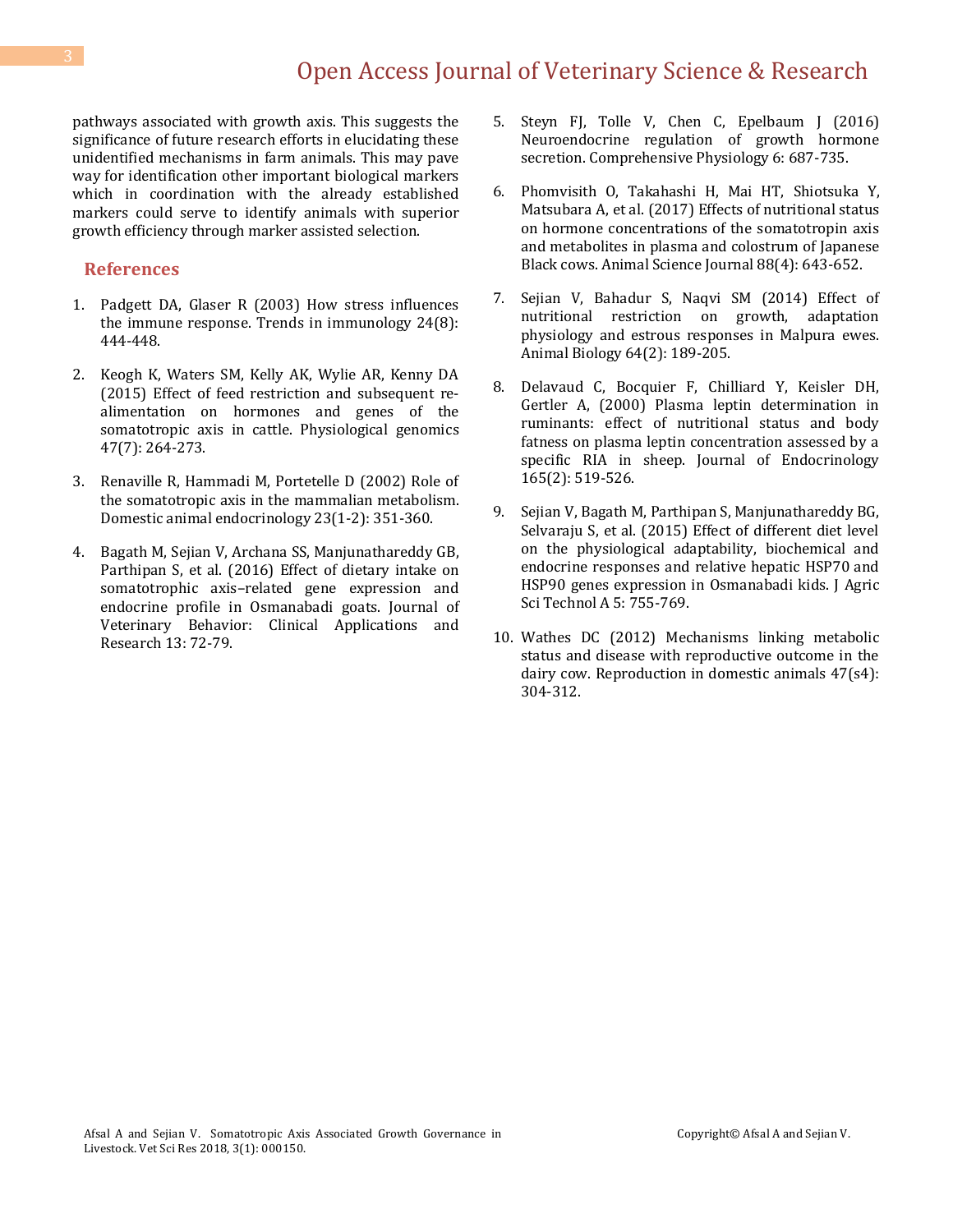pathways associated with growth axis. This suggests the significance of future research efforts in elucidating these unidentified mechanisms in farm animals. This may pave way for identification other important biological markers which in coordination with the already established markers could serve to identify animals with superior growth efficiency through marker assisted selection.

## References

1. Padgett DA, Glaser R (2003) How stress influences the immune response. Trends in immunology 24(8): 444-448.

2. Keogh K, Waters SM, Kelly AK, Wylie AR, Kenny DA (2015) Effect of feed restriction and subsequent re-alimentation on hormones and genes of the somatotropic axis in cattle. Physiological genomics 47(7): 264-273.

3. Renaville R, Hammadi M, Portetelle D (2002) Role of the somatotropic axis in the mammalian metabolism. Domestic animal endocrinology 23(1-2): 351-360.

4. Bagath M, Sejian V, Archana SS, Manjunathareddy GB, Parthipan S, et al. (2016) Effect of dietary intake on somatotrophic axis–related gene expression and endocrine profile in Osmanabadi goats. Journal of Veterinary Behavior: Clinical Applications and Research 13: 72-79.

5. Steyn FJ, Tolle V, Chen C, Epelbaum J (2016) Neuroendocrine regulation of growth hormone secretion. Comprehensive Physiology 6: 687-735.

6. Phomvisith O, Takahashi H, Mai HT, Shiotsuka Y, Matsubara A, et al. (2017) Effects of nutritional status on hormone concentrations of the somatotropin axis and metabolites in plasma and colostrum of Japanese Black cows. Animal Science Journal 88(4): 643-652.

7. Sejian V, Bahadur S, Naqvi SM (2014) Effect of nutritional restriction on growth, adaptation physiology and estrous responses in Malpura ewes. Animal Biology 64(2): 189-205.

8. Delavaud C, Bocquier F, Chilliard Y, Keisler DH, Gertler A, (2000) Plasma leptin determination in ruminants: effect of nutritional status and body fatness on plasma leptin concentration assessed by a specific RIA in sheep. Journal of Endocrinology 165(2): 519-526.

9. Sejian V, Bagath M, Parthipan S, Manjunathareddy BG, Selvaraju S, et al. (2015) Effect of different diet level on the physiological adaptability, biochemical and endocrine responses and relative hepatic HSP70 and HSP90 genes expression in Osmanabadi kids. J Agric Sci Technol A 5: 755-769.

10. Wathes DC (2012) Mechanisms linking metabolic status and disease with reproductive outcome in the dairy cow. Reproduction in domestic animals 47(s4): 304-312.